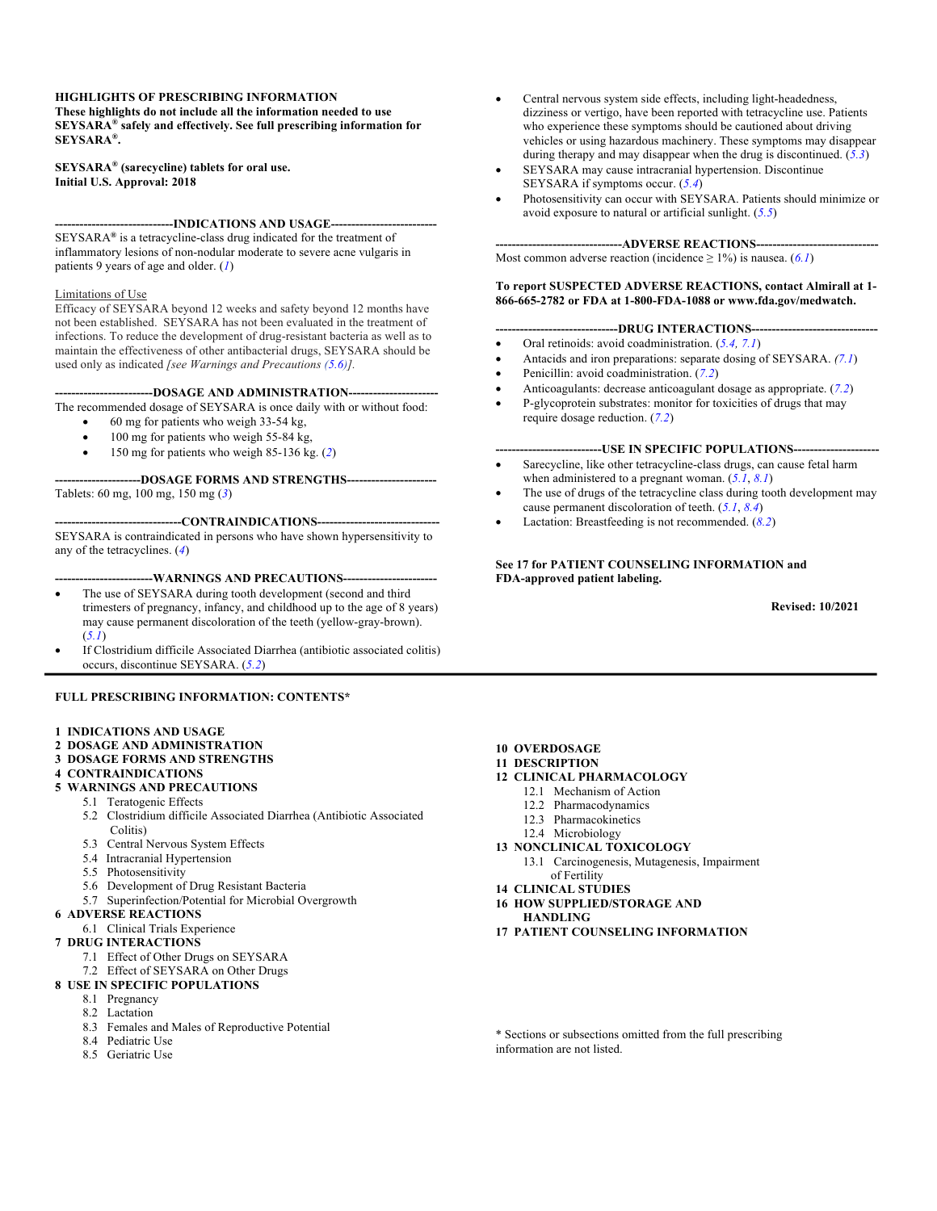**HIGHLIGHTS OF PRESCRIBING INFORMATION**
**These highlights do not include all the information needed to use SEYSARA® safely and effectively. See full prescribing information for SEYSARA®.**

**SEYSARA® (sarecycline) tablets for oral use.**
**Initial U.S. Approval: 2018**

**----------------------------INDICATIONS AND USAGE--------------------------**

SEYSARA® is a tetracycline-class drug indicated for the treatment of inflammatory lesions of non-nodular moderate to severe acne vulgaris in patients 9 years of age and older. (*1*)

Limitations of Use

Efficacy of SEYSARA beyond 12 weeks and safety beyond 12 months have not been established. SEYSARA has not been evaluated in the treatment of infections. To reduce the development of drug-resistant bacteria as well as to maintain the effectiveness of other antibacterial drugs, SEYSARA should be used only as indicated *[see Warnings and Precautions (5.6)]*.

**------------------------DOSAGE AND ADMINISTRATION----------------------**

The recommended dosage of SEYSARA is once daily with or without food:

- 60 mg for patients who weigh 33-54 kg,
- 100 mg for patients who weigh 55-84 kg,
- 150 mg for patients who weigh 85-136 kg. (*2*)

**---------------------DOSAGE FORMS AND STRENGTHS----------------------**

Tablets: 60 mg, 100 mg, 150 mg (*3*)

**-------------------------------CONTRAINDICATIONS------------------------------**

SEYSARA is contraindicated in persons who have shown hypersensitivity to any of the tetracyclines. (*4*)

**-----------------------WARNINGS AND PRECAUTIONS-----------------------**

- The use of SEYSARA during tooth development (second and third trimesters of pregnancy, infancy, and childhood up to the age of 8 years) may cause permanent discoloration of the teeth (yellow-gray-brown). (*5.1*)
- If Clostridium difficile Associated Diarrhea (antibiotic associated colitis) occurs, discontinue SEYSARA. (*5.2*)
- Central nervous system side effects, including light-headedness, dizziness or vertigo, have been reported with tetracycline use. Patients who experience these symptoms should be cautioned about driving vehicles or using hazardous machinery. These symptoms may disappear during therapy and may disappear when the drug is discontinued. (*5.3*)
- SEYSARA may cause intracranial hypertension. Discontinue SEYSARA if symptoms occur. (*5.4*)
- Photosensitivity can occur with SEYSARA. Patients should minimize or avoid exposure to natural or artificial sunlight. (*5.5*)

**-------------------------------ADVERSE REACTIONS------------------------------**

Most common adverse reaction (incidence ≥ 1%) is nausea. (*6.1*)

**To report SUSPECTED ADVERSE REACTIONS, contact Almirall at 1-866-665-2782 or FDA at 1-800-FDA-1088 or www.fda.gov/medwatch.**

**------------------------------DRUG INTERACTIONS-------------------------------**

- Oral retinoids: avoid coadministration. (*5.4, 7.1*)
- Antacids and iron preparations: separate dosing of SEYSARA. *(7.1)*
- Penicillin: avoid coadministration. (*7.2*)
- Anticoagulants: decrease anticoagulant dosage as appropriate. (*7.2*)
- P-glycoprotein substrates: monitor for toxicities of drugs that may require dosage reduction. (*7.2*)

**--------------------------USE IN SPECIFIC POPULATIONS---------------------**

- Sarecycline, like other tetracycline-class drugs, can cause fetal harm when administered to a pregnant woman. (*5.1*, *8.1*)
- The use of drugs of the tetracycline class during tooth development may cause permanent discoloration of teeth. (*5.1*, *8.4*)
- Lactation: Breastfeeding is not recommended. (*8.2*)

**See 17 for PATIENT COUNSELING INFORMATION and FDA-approved patient labeling.**

**Revised: 10/2021**

**FULL PRESCRIBING INFORMATION: CONTENTS***

**1 INDICATIONS AND USAGE**
**2 DOSAGE AND ADMINISTRATION**
**3 DOSAGE FORMS AND STRENGTHS**
**4 CONTRAINDICATIONS**
**5 WARNINGS AND PRECAUTIONS**
- 5.1 Teratogenic Effects
- 5.2 Clostridium difficile Associated Diarrhea (Antibiotic Associated Colitis)
- 5.3 Central Nervous System Effects
- 5.4 Intracranial Hypertension
- 5.5 Photosensitivity
- 5.6 Development of Drug Resistant Bacteria
- 5.7 Superinfection/Potential for Microbial Overgrowth

**6 ADVERSE REACTIONS**
- 6.1 Clinical Trials Experience

**7 DRUG INTERACTIONS**
- 7.1 Effect of Other Drugs on SEYSARA
- 7.2 Effect of SEYSARA on Other Drugs

**8 USE IN SPECIFIC POPULATIONS**
- 8.1 Pregnancy
- 8.2 Lactation
- 8.3 Females and Males of Reproductive Potential
- 8.4 Pediatric Use
- 8.5 Geriatric Use

**10 OVERDOSAGE**
**11 DESCRIPTION**
**12 CLINICAL PHARMACOLOGY**
- 12.1 Mechanism of Action
- 12.2 Pharmacodynamics
- 12.3 Pharmacokinetics
- 12.4 Microbiology

**13 NONCLINICAL TOXICOLOGY**
- 13.1 Carcinogenesis, Mutagenesis, Impairment of Fertility

**14 CLINICAL STUDIES**
**16 HOW SUPPLIED/STORAGE AND HANDLING**
**17 PATIENT COUNSELING INFORMATION**

\* Sections or subsections omitted from the full prescribing information are not listed.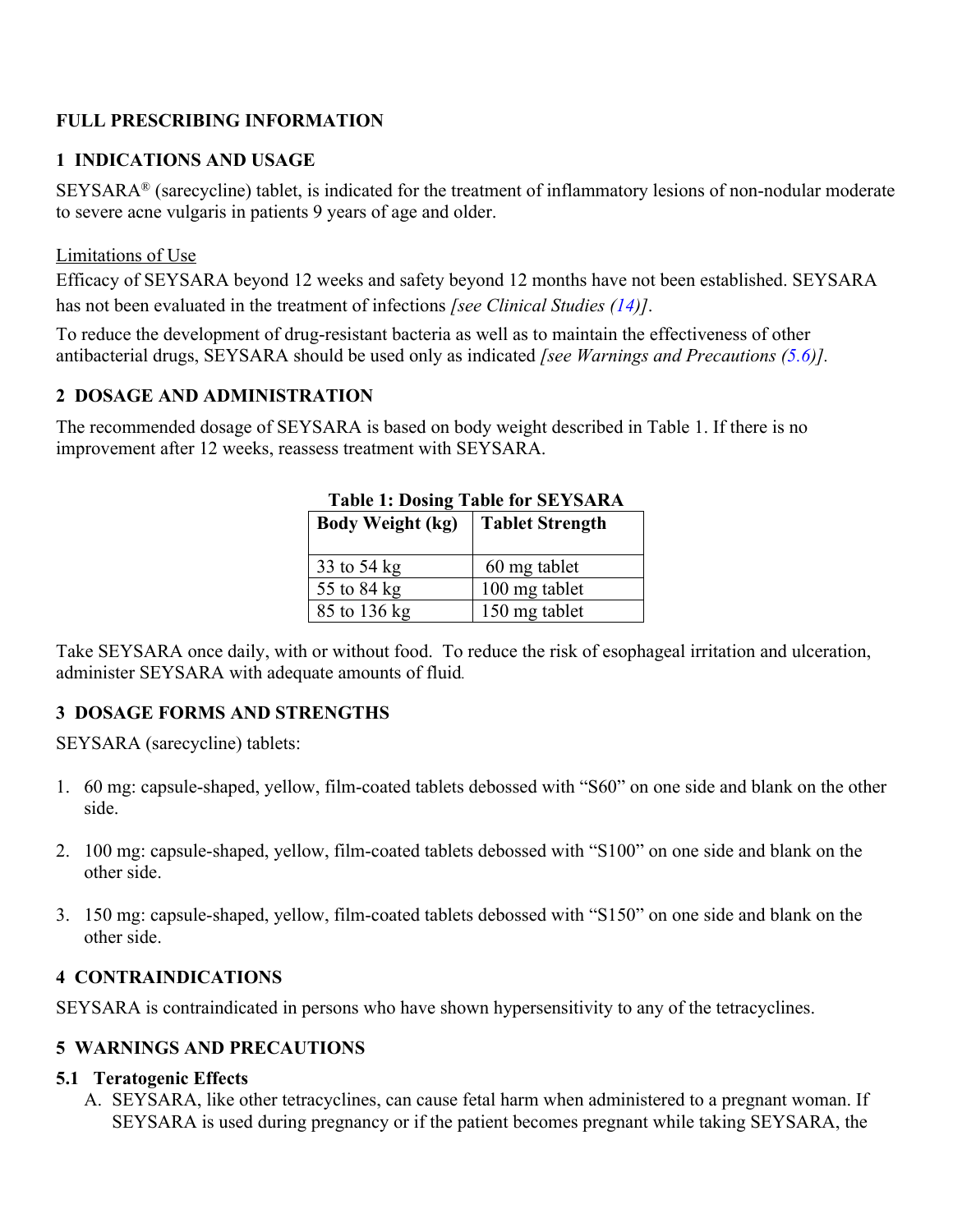# FULL PRESCRIBING INFORMATION

## 1 INDICATIONS AND USAGE

SEYSARA® (sarecycline) tablet, is indicated for the treatment of inflammatory lesions of non-nodular moderate to severe acne vulgaris in patients 9 years of age and older.

Limitations of Use

Efficacy of SEYSARA beyond 12 weeks and safety beyond 12 months have not been established. SEYSARA has not been evaluated in the treatment of infections *[see Clinical Studies (14)]*.

To reduce the development of drug-resistant bacteria as well as to maintain the effectiveness of other antibacterial drugs, SEYSARA should be used only as indicated *[see Warnings and Precautions (5.6)]*.

## 2 DOSAGE AND ADMINISTRATION

The recommended dosage of SEYSARA is based on body weight described in Table 1. If there is no improvement after 12 weeks, reassess treatment with SEYSARA.

**Table 1: Dosing Table for SEYSARA**

| Body Weight (kg) | Tablet Strength |
|---|---|
| 33 to 54 kg | 60 mg tablet |
| 55 to 84 kg | 100 mg tablet |
| 85 to 136 kg | 150 mg tablet |

Take SEYSARA once daily, with or without food. To reduce the risk of esophageal irritation and ulceration, administer SEYSARA with adequate amounts of fluid.

## 3 DOSAGE FORMS AND STRENGTHS

SEYSARA (sarecycline) tablets:

1. 60 mg: capsule-shaped, yellow, film-coated tablets debossed with "S60" on one side and blank on the other side.
2. 100 mg: capsule-shaped, yellow, film-coated tablets debossed with "S100" on one side and blank on the other side.
3. 150 mg: capsule-shaped, yellow, film-coated tablets debossed with "S150" on one side and blank on the other side.

## 4 CONTRAINDICATIONS

SEYSARA is contraindicated in persons who have shown hypersensitivity to any of the tetracyclines.

## 5 WARNINGS AND PRECAUTIONS

### 5.1 Teratogenic Effects

A. SEYSARA, like other tetracyclines, can cause fetal harm when administered to a pregnant woman. If SEYSARA is used during pregnancy or if the patient becomes pregnant while taking SEYSARA, the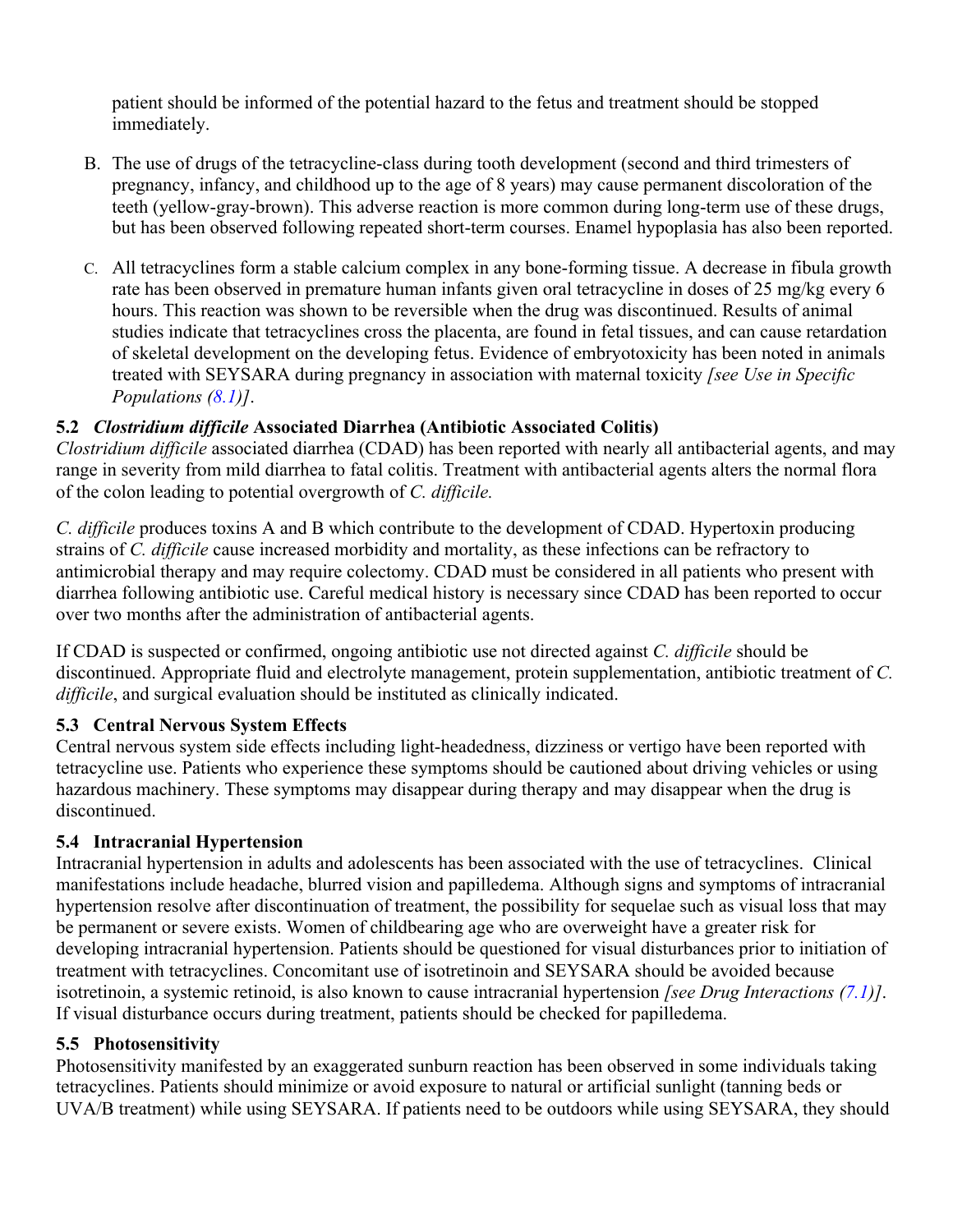patient should be informed of the potential hazard to the fetus and treatment should be stopped immediately.

B. The use of drugs of the tetracycline-class during tooth development (second and third trimesters of pregnancy, infancy, and childhood up to the age of 8 years) may cause permanent discoloration of the teeth (yellow-gray-brown). This adverse reaction is more common during long-term use of these drugs, but has been observed following repeated short-term courses. Enamel hypoplasia has also been reported.

C. All tetracyclines form a stable calcium complex in any bone-forming tissue. A decrease in fibula growth rate has been observed in premature human infants given oral tetracycline in doses of 25 mg/kg every 6 hours. This reaction was shown to be reversible when the drug was discontinued. Results of animal studies indicate that tetracyclines cross the placenta, are found in fetal tissues, and can cause retardation of skeletal development on the developing fetus. Evidence of embryotoxicity has been noted in animals treated with SEYSARA during pregnancy in association with maternal toxicity *[see Use in Specific Populations (8.1)]*.

### 5.2 *Clostridium difficile* Associated Diarrhea (Antibiotic Associated Colitis)

*Clostridium difficile* associated diarrhea (CDAD) has been reported with nearly all antibacterial agents, and may range in severity from mild diarrhea to fatal colitis. Treatment with antibacterial agents alters the normal flora of the colon leading to potential overgrowth of *C. difficile.*

*C. difficile* produces toxins A and B which contribute to the development of CDAD. Hypertoxin producing strains of *C. difficile* cause increased morbidity and mortality, as these infections can be refractory to antimicrobial therapy and may require colectomy. CDAD must be considered in all patients who present with diarrhea following antibiotic use. Careful medical history is necessary since CDAD has been reported to occur over two months after the administration of antibacterial agents.

If CDAD is suspected or confirmed, ongoing antibiotic use not directed against *C. difficile* should be discontinued. Appropriate fluid and electrolyte management, protein supplementation, antibiotic treatment of *C. difficile*, and surgical evaluation should be instituted as clinically indicated.

### 5.3 Central Nervous System Effects

Central nervous system side effects including light-headedness, dizziness or vertigo have been reported with tetracycline use. Patients who experience these symptoms should be cautioned about driving vehicles or using hazardous machinery. These symptoms may disappear during therapy and may disappear when the drug is discontinued.

### 5.4 Intracranial Hypertension

Intracranial hypertension in adults and adolescents has been associated with the use of tetracyclines. Clinical manifestations include headache, blurred vision and papilledema. Although signs and symptoms of intracranial hypertension resolve after discontinuation of treatment, the possibility for sequelae such as visual loss that may be permanent or severe exists. Women of childbearing age who are overweight have a greater risk for developing intracranial hypertension. Patients should be questioned for visual disturbances prior to initiation of treatment with tetracyclines. Concomitant use of isotretinoin and SEYSARA should be avoided because isotretinoin, a systemic retinoid, is also known to cause intracranial hypertension *[see Drug Interactions (7.1)]*. If visual disturbance occurs during treatment, patients should be checked for papilledema.

### 5.5 Photosensitivity

Photosensitivity manifested by an exaggerated sunburn reaction has been observed in some individuals taking tetracyclines. Patients should minimize or avoid exposure to natural or artificial sunlight (tanning beds or UVA/B treatment) while using SEYSARA. If patients need to be outdoors while using SEYSARA, they should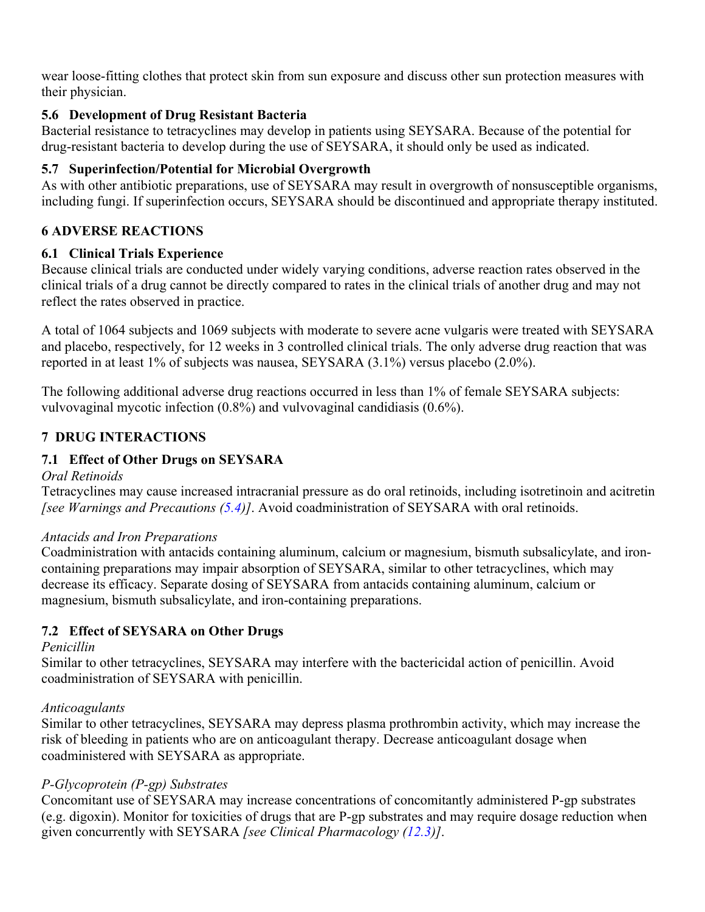wear loose-fitting clothes that protect skin from sun exposure and discuss other sun protection measures with their physician.

### 5.6 Development of Drug Resistant Bacteria

Bacterial resistance to tetracyclines may develop in patients using SEYSARA. Because of the potential for drug-resistant bacteria to develop during the use of SEYSARA, it should only be used as indicated.

### 5.7 Superinfection/Potential for Microbial Overgrowth

As with other antibiotic preparations, use of SEYSARA may result in overgrowth of nonsusceptible organisms, including fungi. If superinfection occurs, SEYSARA should be discontinued and appropriate therapy instituted.

## 6 ADVERSE REACTIONS

### 6.1 Clinical Trials Experience

Because clinical trials are conducted under widely varying conditions, adverse reaction rates observed in the clinical trials of a drug cannot be directly compared to rates in the clinical trials of another drug and may not reflect the rates observed in practice.

A total of 1064 subjects and 1069 subjects with moderate to severe acne vulgaris were treated with SEYSARA and placebo, respectively, for 12 weeks in 3 controlled clinical trials. The only adverse drug reaction that was reported in at least 1% of subjects was nausea, SEYSARA (3.1%) versus placebo (2.0%).

The following additional adverse drug reactions occurred in less than 1% of female SEYSARA subjects: vulvovaginal mycotic infection (0.8%) and vulvovaginal candidiasis (0.6%).

## 7 DRUG INTERACTIONS

### 7.1 Effect of Other Drugs on SEYSARA

*Oral Retinoids*

Tetracyclines may cause increased intracranial pressure as do oral retinoids, including isotretinoin and acitretin *[see Warnings and Precautions (5.4)]*. Avoid coadministration of SEYSARA with oral retinoids.

*Antacids and Iron Preparations*

Coadministration with antacids containing aluminum, calcium or magnesium, bismuth subsalicylate, and iron-containing preparations may impair absorption of SEYSARA, similar to other tetracyclines, which may decrease its efficacy. Separate dosing of SEYSARA from antacids containing aluminum, calcium or magnesium, bismuth subsalicylate, and iron-containing preparations.

### 7.2 Effect of SEYSARA on Other Drugs

*Penicillin*

Similar to other tetracyclines, SEYSARA may interfere with the bactericidal action of penicillin. Avoid coadministration of SEYSARA with penicillin.

*Anticoagulants*

Similar to other tetracyclines, SEYSARA may depress plasma prothrombin activity, which may increase the risk of bleeding in patients who are on anticoagulant therapy. Decrease anticoagulant dosage when coadministered with SEYSARA as appropriate.

*P-Glycoprotein (P-gp) Substrates*

Concomitant use of SEYSARA may increase concentrations of concomitantly administered P-gp substrates (e.g. digoxin). Monitor for toxicities of drugs that are P-gp substrates and may require dosage reduction when given concurrently with SEYSARA *[see Clinical Pharmacology (12.3)]*.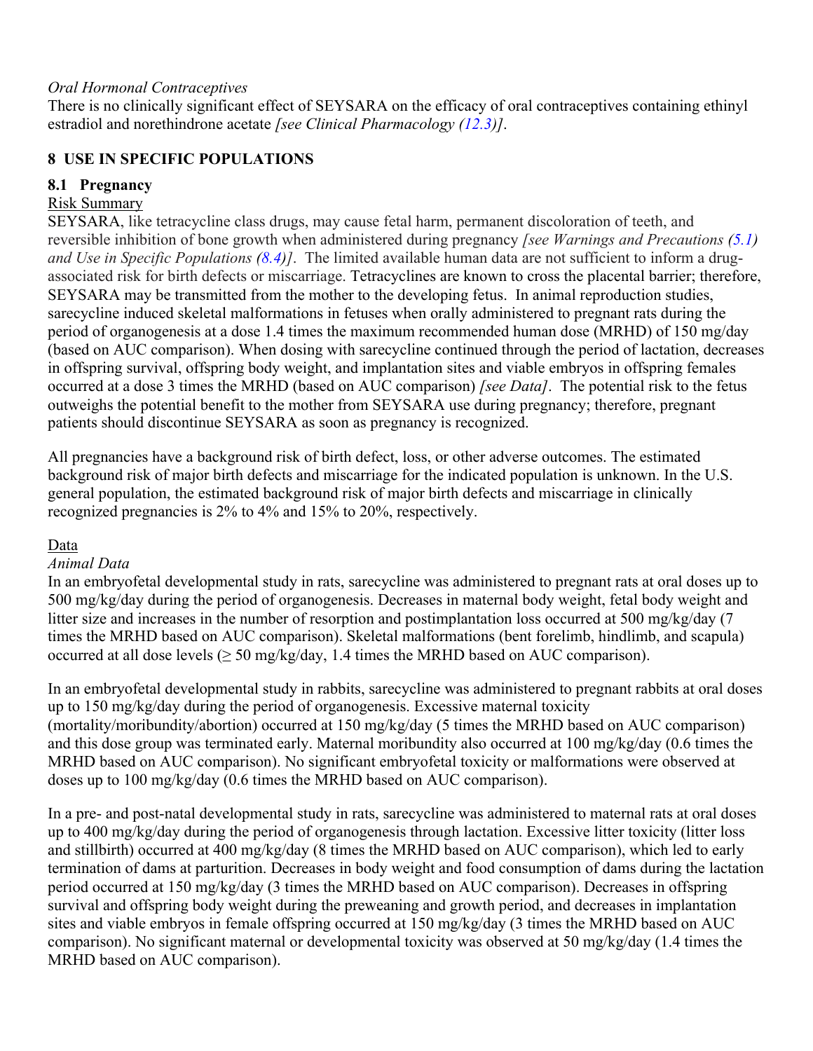*Oral Hormonal Contraceptives*

There is no clinically significant effect of SEYSARA on the efficacy of oral contraceptives containing ethinyl estradiol and norethindrone acetate *[see Clinical Pharmacology (12.3)]*.

## 8 USE IN SPECIFIC POPULATIONS

### 8.1 Pregnancy

Risk Summary

SEYSARA, like tetracycline class drugs, may cause fetal harm, permanent discoloration of teeth, and reversible inhibition of bone growth when administered during pregnancy *[see Warnings and Precautions (5.1) and Use in Specific Populations (8.4)]*. The limited available human data are not sufficient to inform a drug-associated risk for birth defects or miscarriage. Tetracyclines are known to cross the placental barrier; therefore, SEYSARA may be transmitted from the mother to the developing fetus. In animal reproduction studies, sarecycline induced skeletal malformations in fetuses when orally administered to pregnant rats during the period of organogenesis at a dose 1.4 times the maximum recommended human dose (MRHD) of 150 mg/day (based on AUC comparison). When dosing with sarecycline continued through the period of lactation, decreases in offspring survival, offspring body weight, and implantation sites and viable embryos in offspring females occurred at a dose 3 times the MRHD (based on AUC comparison) *[see Data]*. The potential risk to the fetus outweighs the potential benefit to the mother from SEYSARA use during pregnancy; therefore, pregnant patients should discontinue SEYSARA as soon as pregnancy is recognized.

All pregnancies have a background risk of birth defect, loss, or other adverse outcomes. The estimated background risk of major birth defects and miscarriage for the indicated population is unknown. In the U.S. general population, the estimated background risk of major birth defects and miscarriage in clinically recognized pregnancies is 2% to 4% and 15% to 20%, respectively.

Data

*Animal Data*

In an embryofetal developmental study in rats, sarecycline was administered to pregnant rats at oral doses up to 500 mg/kg/day during the period of organogenesis. Decreases in maternal body weight, fetal body weight and litter size and increases in the number of resorption and postimplantation loss occurred at 500 mg/kg/day (7 times the MRHD based on AUC comparison). Skeletal malformations (bent forelimb, hindlimb, and scapula) occurred at all dose levels (≥ 50 mg/kg/day, 1.4 times the MRHD based on AUC comparison).

In an embryofetal developmental study in rabbits, sarecycline was administered to pregnant rabbits at oral doses up to 150 mg/kg/day during the period of organogenesis. Excessive maternal toxicity (mortality/moribundity/abortion) occurred at 150 mg/kg/day (5 times the MRHD based on AUC comparison) and this dose group was terminated early. Maternal moribundity also occurred at 100 mg/kg/day (0.6 times the MRHD based on AUC comparison). No significant embryofetal toxicity or malformations were observed at doses up to 100 mg/kg/day (0.6 times the MRHD based on AUC comparison).

In a pre- and post-natal developmental study in rats, sarecycline was administered to maternal rats at oral doses up to 400 mg/kg/day during the period of organogenesis through lactation. Excessive litter toxicity (litter loss and stillbirth) occurred at 400 mg/kg/day (8 times the MRHD based on AUC comparison), which led to early termination of dams at parturition. Decreases in body weight and food consumption of dams during the lactation period occurred at 150 mg/kg/day (3 times the MRHD based on AUC comparison). Decreases in offspring survival and offspring body weight during the preweaning and growth period, and decreases in implantation sites and viable embryos in female offspring occurred at 150 mg/kg/day (3 times the MRHD based on AUC comparison). No significant maternal or developmental toxicity was observed at 50 mg/kg/day (1.4 times the MRHD based on AUC comparison).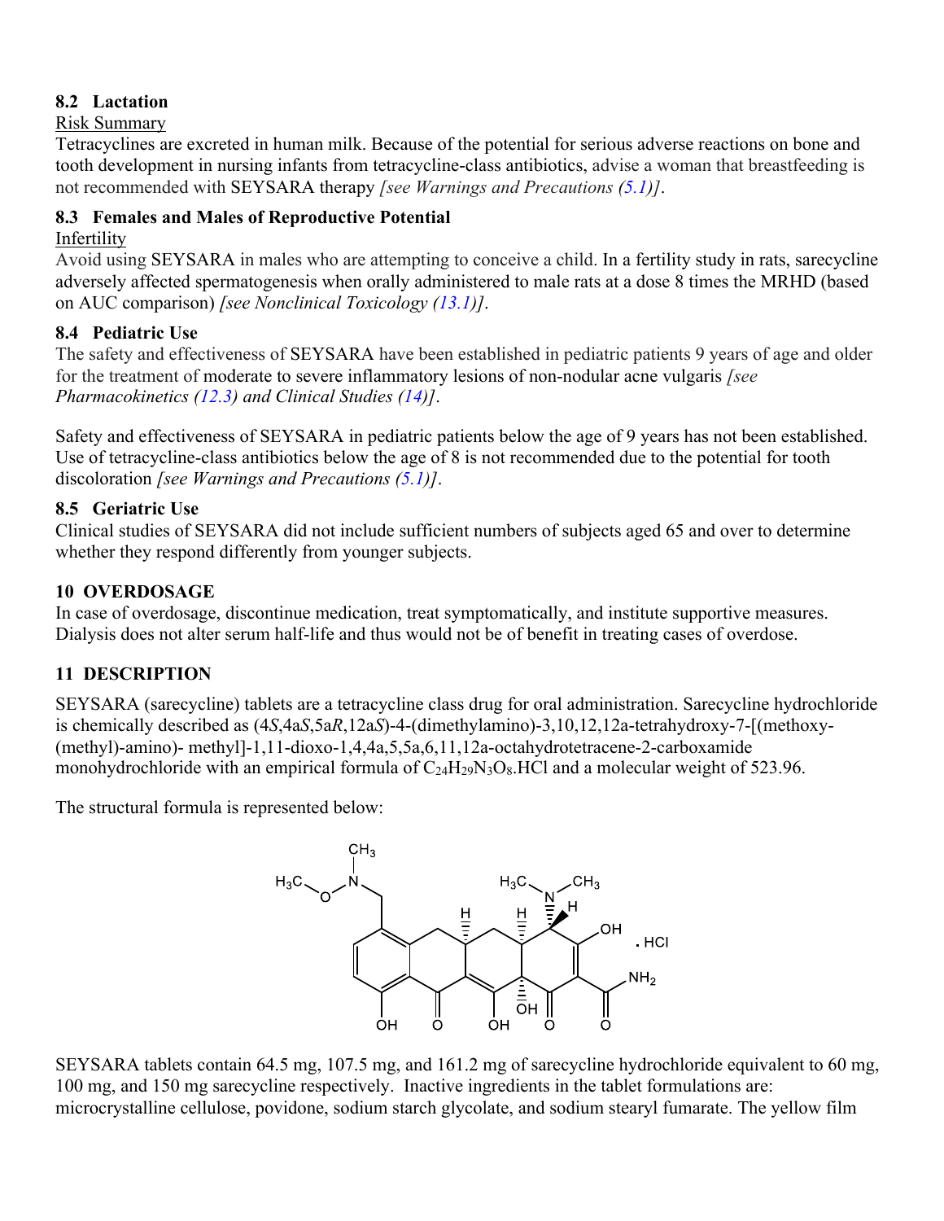## 8.2 Lactation

Risk Summary

Tetracyclines are excreted in human milk. Because of the potential for serious adverse reactions on bone and tooth development in nursing infants from tetracycline-class antibiotics, advise a woman that breastfeeding is not recommended with SEYSARA therapy *[see Warnings and Precautions (5.1)]*.

## 8.3 Females and Males of Reproductive Potential

Infertility

Avoid using SEYSARA in males who are attempting to conceive a child. In a fertility study in rats, sarecycline adversely affected spermatogenesis when orally administered to male rats at a dose 8 times the MRHD (based on AUC comparison) *[see Nonclinical Toxicology (13.1)]*.

## 8.4 Pediatric Use

The safety and effectiveness of SEYSARA have been established in pediatric patients 9 years of age and older for the treatment of moderate to severe inflammatory lesions of non-nodular acne vulgaris *[see Pharmacokinetics (12.3) and Clinical Studies (14)]*.

Safety and effectiveness of SEYSARA in pediatric patients below the age of 9 years has not been established. Use of tetracycline-class antibiotics below the age of 8 is not recommended due to the potential for tooth discoloration *[see Warnings and Precautions (5.1)]*.

## 8.5 Geriatric Use

Clinical studies of SEYSARA did not include sufficient numbers of subjects aged 65 and over to determine whether they respond differently from younger subjects.

# 10 OVERDOSAGE

In case of overdosage, discontinue medication, treat symptomatically, and institute supportive measures. Dialysis does not alter serum half-life and thus would not be of benefit in treating cases of overdose.

# 11 DESCRIPTION

SEYSARA (sarecycline) tablets are a tetracycline class drug for oral administration. Sarecycline hydrochloride is chemically described as (4*S*,4a*S*,5a*R*,12a*S*)-4-(dimethylamino)-3,10,12,12a-tetrahydroxy-7-[(methoxy-(methyl)-amino)- methyl]-1,11-dioxo-1,4,4a,5,5a,6,11,12a-octahydrotetracene-2-carboxamide monohydrochloride with an empirical formula of $C_{24}H_{29}N_3O_8$.HCl and a molecular weight of 523.96.

The structural formula is represented below:

SEYSARA tablets contain 64.5 mg, 107.5 mg, and 161.2 mg of sarecycline hydrochloride equivalent to 60 mg, 100 mg, and 150 mg sarecycline respectively. Inactive ingredients in the tablet formulations are: microcrystalline cellulose, povidone, sodium starch glycolate, and sodium stearyl fumarate. The yellow film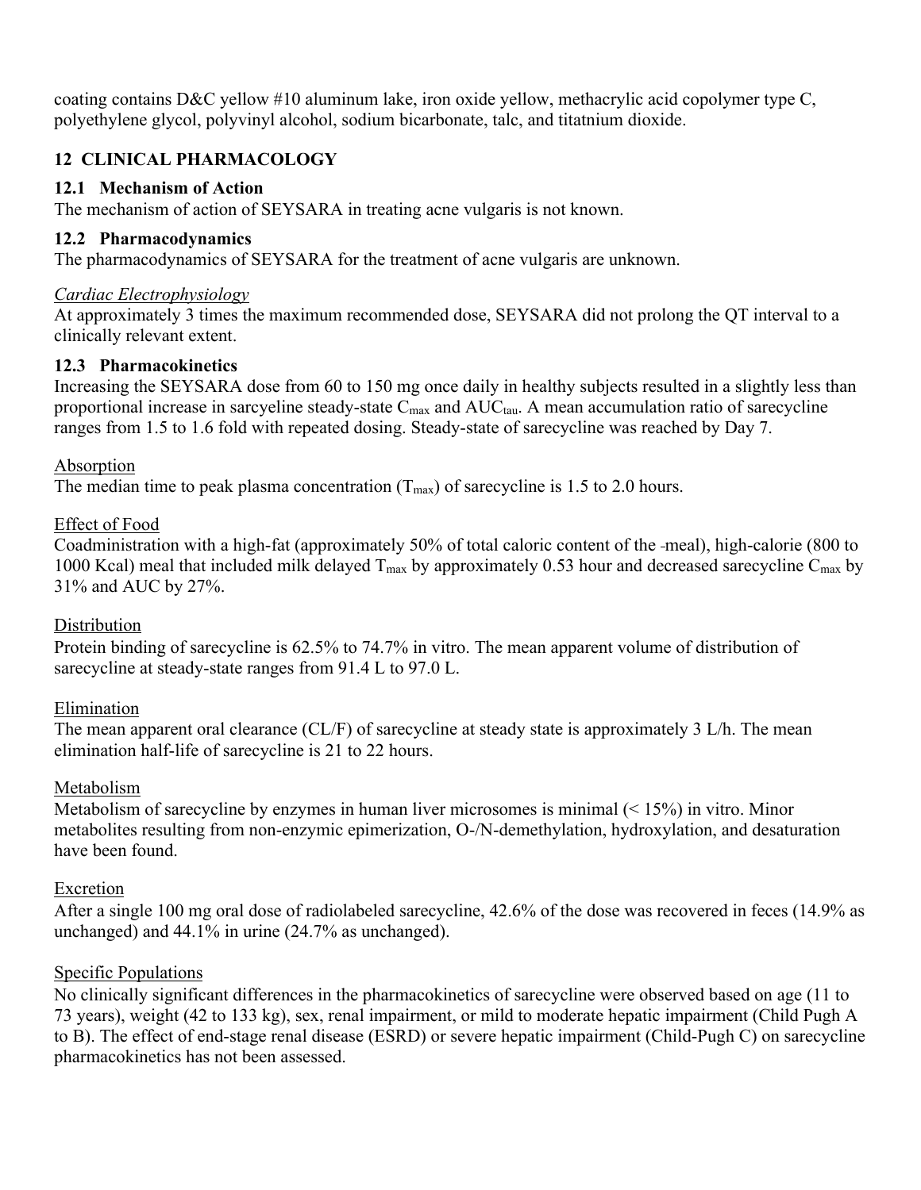coating contains D&C yellow #10 aluminum lake, iron oxide yellow, methacrylic acid copolymer type C, polyethylene glycol, polyvinyl alcohol, sodium bicarbonate, talc, and titatnium dioxide.

## 12 CLINICAL PHARMACOLOGY

### 12.1 Mechanism of Action

The mechanism of action of SEYSARA in treating acne vulgaris is not known.

### 12.2 Pharmacodynamics

The pharmacodynamics of SEYSARA for the treatment of acne vulgaris are unknown.

*Cardiac Electrophysiology*

At approximately 3 times the maximum recommended dose, SEYSARA did not prolong the QT interval to a clinically relevant extent.

### 12.3 Pharmacokinetics

Increasing the SEYSARA dose from 60 to 150 mg once daily in healthy subjects resulted in a slightly less than proportional increase in sarcyeline steady-state $C_{max}$ and $AUC_{tau}$. A mean accumulation ratio of sarecycline ranges from 1.5 to 1.6 fold with repeated dosing. Steady-state of sarecycline was reached by Day 7.

Absorption

The median time to peak plasma concentration ($T_{max}$) of sarecycline is 1.5 to 2.0 hours.

Effect of Food

Coadministration with a high-fat (approximately 50% of total caloric content of the meal), high-calorie (800 to 1000 Kcal) meal that included milk delayed $T_{max}$ by approximately 0.53 hour and decreased sarecycline $C_{max}$ by 31% and AUC by 27%.

Distribution

Protein binding of sarecycline is 62.5% to 74.7% in vitro. The mean apparent volume of distribution of sarecycline at steady-state ranges from 91.4 L to 97.0 L.

Elimination

The mean apparent oral clearance (CL/F) of sarecycline at steady state is approximately 3 L/h. The mean elimination half-life of sarecycline is 21 to 22 hours.

Metabolism

Metabolism of sarecycline by enzymes in human liver microsomes is minimal (< 15%) in vitro. Minor metabolites resulting from non-enzymic epimerization, O-/N-demethylation, hydroxylation, and desaturation have been found.

Excretion

After a single 100 mg oral dose of radiolabeled sarecycline, 42.6% of the dose was recovered in feces (14.9% as unchanged) and 44.1% in urine (24.7% as unchanged).

Specific Populations

No clinically significant differences in the pharmacokinetics of sarecycline were observed based on age (11 to 73 years), weight (42 to 133 kg), sex, renal impairment, or mild to moderate hepatic impairment (Child Pugh A to B). The effect of end-stage renal disease (ESRD) or severe hepatic impairment (Child-Pugh C) on sarecycline pharmacokinetics has not been assessed.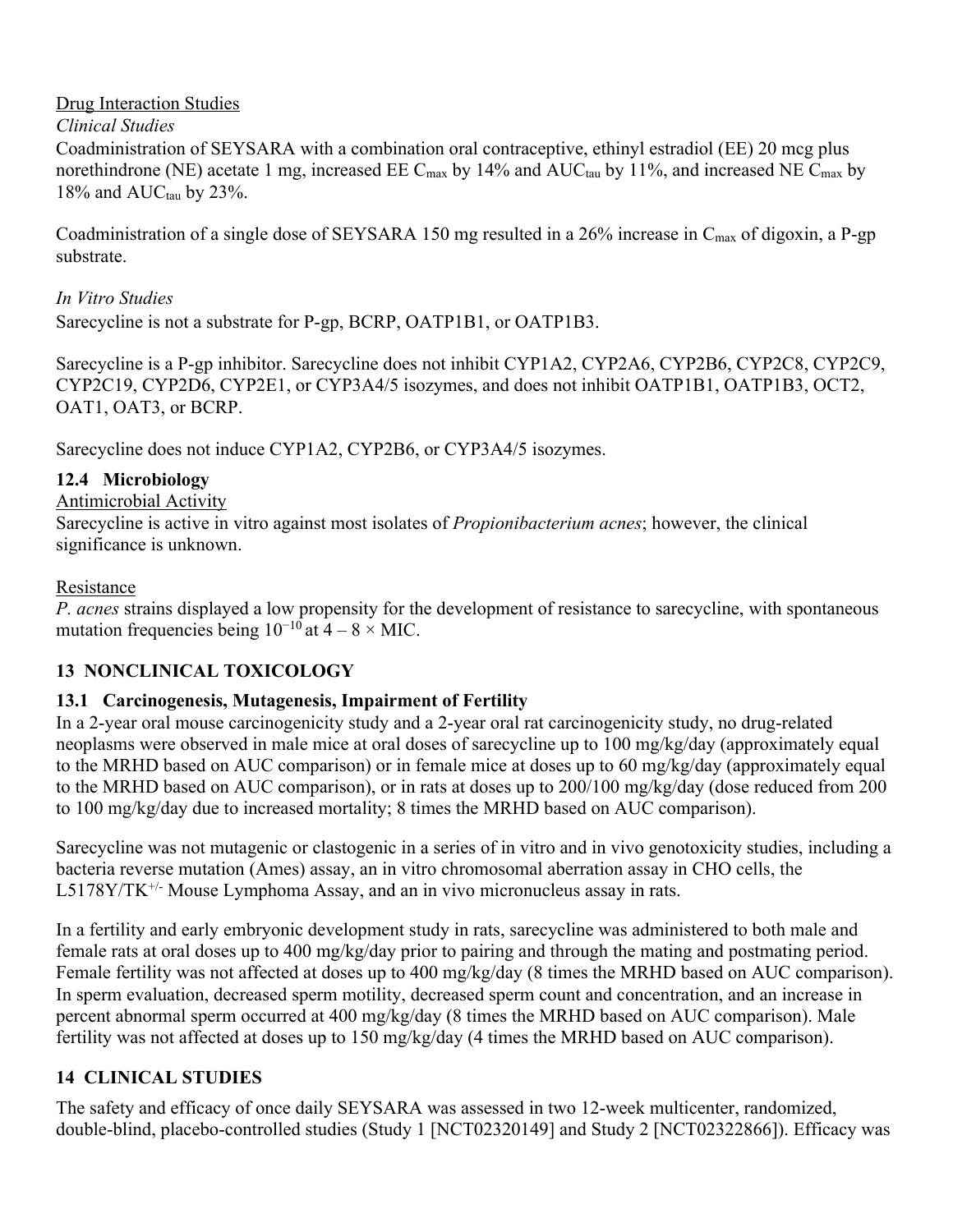Drug Interaction Studies

*Clinical Studies*

Coadministration of SEYSARA with a combination oral contraceptive, ethinyl estradiol (EE) 20 mcg plus norethindrone (NE) acetate 1 mg, increased EE $C_{max}$ by 14% and $AUC_{tau}$ by 11%, and increased NE $C_{max}$ by 18% and $AUC_{tau}$ by 23%.

Coadministration of a single dose of SEYSARA 150 mg resulted in a 26% increase in $C_{max}$ of digoxin, a P-gp substrate.

*In Vitro Studies*

Sarecycline is not a substrate for P-gp, BCRP, OATP1B1, or OATP1B3.

Sarecycline is a P-gp inhibitor. Sarecycline does not inhibit CYP1A2, CYP2A6, CYP2B6, CYP2C8, CYP2C9, CYP2C19, CYP2D6, CYP2E1, or CYP3A4/5 isozymes, and does not inhibit OATP1B1, OATP1B3, OCT2, OAT1, OAT3, or BCRP.

Sarecycline does not induce CYP1A2, CYP2B6, or CYP3A4/5 isozymes.

### 12.4 Microbiology

Antimicrobial Activity

Sarecycline is active in vitro against most isolates of *Propionibacterium acnes*; however, the clinical significance is unknown.

Resistance

*P. acnes* strains displayed a low propensity for the development of resistance to sarecycline, with spontaneous mutation frequencies being $10^{-10}$ at $4 - 8 \times$ MIC.

## 13 NONCLINICAL TOXICOLOGY

### 13.1 Carcinogenesis, Mutagenesis, Impairment of Fertility

In a 2-year oral mouse carcinogenicity study and a 2-year oral rat carcinogenicity study, no drug-related neoplasms were observed in male mice at oral doses of sarecycline up to 100 mg/kg/day (approximately equal to the MRHD based on AUC comparison) or in female mice at doses up to 60 mg/kg/day (approximately equal to the MRHD based on AUC comparison), or in rats at doses up to 200/100 mg/kg/day (dose reduced from 200 to 100 mg/kg/day due to increased mortality; 8 times the MRHD based on AUC comparison).

Sarecycline was not mutagenic or clastogenic in a series of in vitro and in vivo genotoxicity studies, including a bacteria reverse mutation (Ames) assay, an in vitro chromosomal aberration assay in CHO cells, the L5178Y/TK$^{+/-}$ Mouse Lymphoma Assay, and an in vivo micronucleus assay in rats.

In a fertility and early embryonic development study in rats, sarecycline was administered to both male and female rats at oral doses up to 400 mg/kg/day prior to pairing and through the mating and postmating period. Female fertility was not affected at doses up to 400 mg/kg/day (8 times the MRHD based on AUC comparison). In sperm evaluation, decreased sperm motility, decreased sperm count and concentration, and an increase in percent abnormal sperm occurred at 400 mg/kg/day (8 times the MRHD based on AUC comparison). Male fertility was not affected at doses up to 150 mg/kg/day (4 times the MRHD based on AUC comparison).

## 14 CLINICAL STUDIES

The safety and efficacy of once daily SEYSARA was assessed in two 12-week multicenter, randomized, double-blind, placebo-controlled studies (Study 1 [NCT02320149] and Study 2 [NCT02322866]). Efficacy was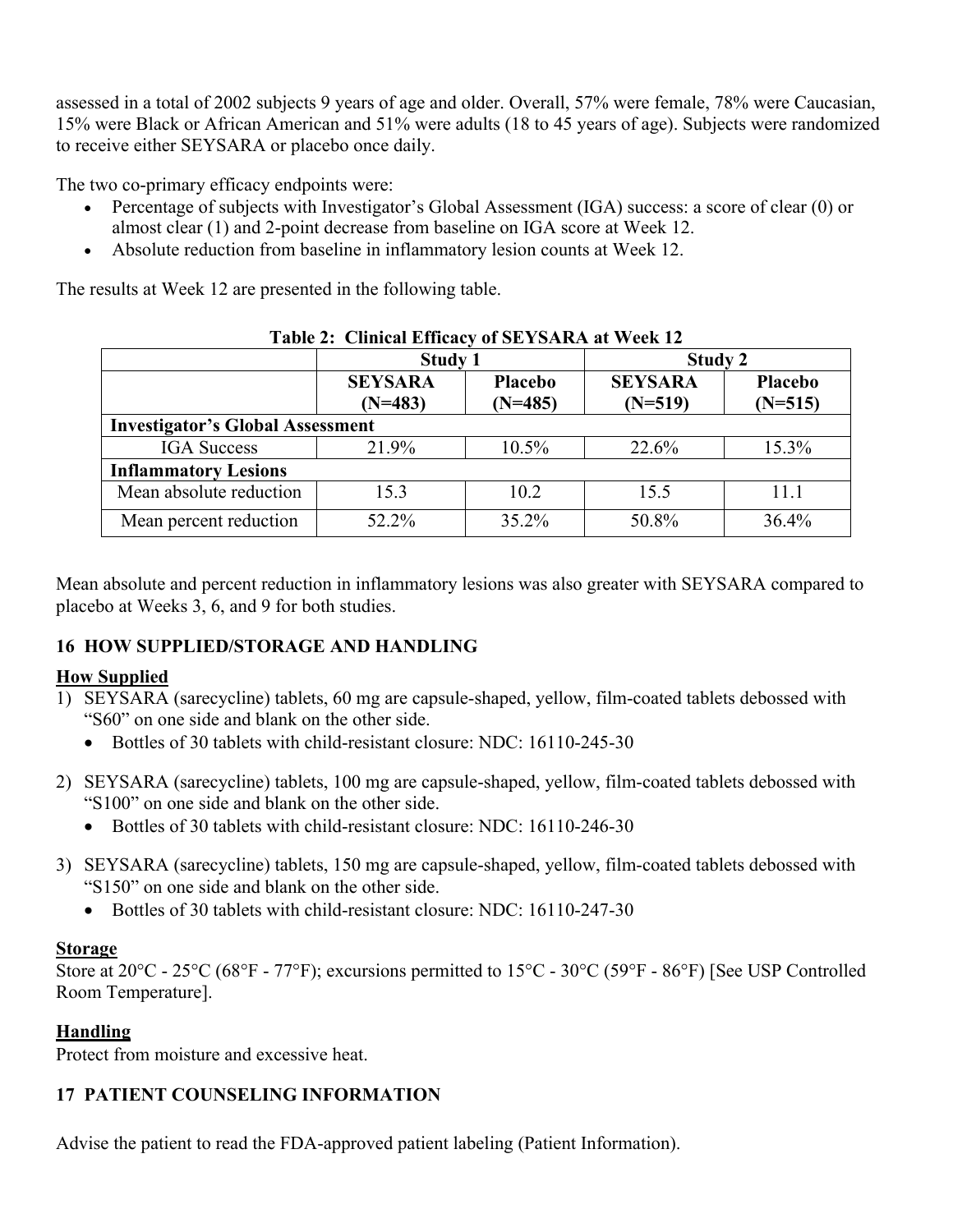assessed in a total of 2002 subjects 9 years of age and older. Overall, 57% were female, 78% were Caucasian, 15% were Black or African American and 51% were adults (18 to 45 years of age). Subjects were randomized to receive either SEYSARA or placebo once daily.

The two co-primary efficacy endpoints were:

- Percentage of subjects with Investigator's Global Assessment (IGA) success: a score of clear (0) or almost clear (1) and 2-point decrease from baseline on IGA score at Week 12.
- Absolute reduction from baseline in inflammatory lesion counts at Week 12.

The results at Week 12 are presented in the following table.

**Table 2: Clinical Efficacy of SEYSARA at Week 12**

| | Study 1 | | Study 2 | |
|---|---|---|---|---|
| | **SEYSARA (N=483)** | **Placebo (N=485)** | **SEYSARA (N=519)** | **Placebo (N=515)** |
| **Investigator's Global Assessment** | | | | |
| IGA Success | 21.9% | 10.5% | 22.6% | 15.3% |
| **Inflammatory Lesions** | | | | |
| Mean absolute reduction | 15.3 | 10.2 | 15.5 | 11.1 |
| Mean percent reduction | 52.2% | 35.2% | 50.8% | 36.4% |

Mean absolute and percent reduction in inflammatory lesions was also greater with SEYSARA compared to placebo at Weeks 3, 6, and 9 for both studies.

## 16 HOW SUPPLIED/STORAGE AND HANDLING

### How Supplied

1) SEYSARA (sarecycline) tablets, 60 mg are capsule-shaped, yellow, film-coated tablets debossed with "S60" on one side and blank on the other side.
   - Bottles of 30 tablets with child-resistant closure: NDC: 16110-245-30

2) SEYSARA (sarecycline) tablets, 100 mg are capsule-shaped, yellow, film-coated tablets debossed with "S100" on one side and blank on the other side.
   - Bottles of 30 tablets with child-resistant closure: NDC: 16110-246-30

3) SEYSARA (sarecycline) tablets, 150 mg are capsule-shaped, yellow, film-coated tablets debossed with "S150" on one side and blank on the other side.
   - Bottles of 30 tablets with child-resistant closure: NDC: 16110-247-30

### Storage

Store at 20°C - 25°C (68°F - 77°F); excursions permitted to 15°C - 30°C (59°F - 86°F) [See USP Controlled Room Temperature].

### Handling

Protect from moisture and excessive heat.

## 17 PATIENT COUNSELING INFORMATION

Advise the patient to read the FDA-approved patient labeling (Patient Information).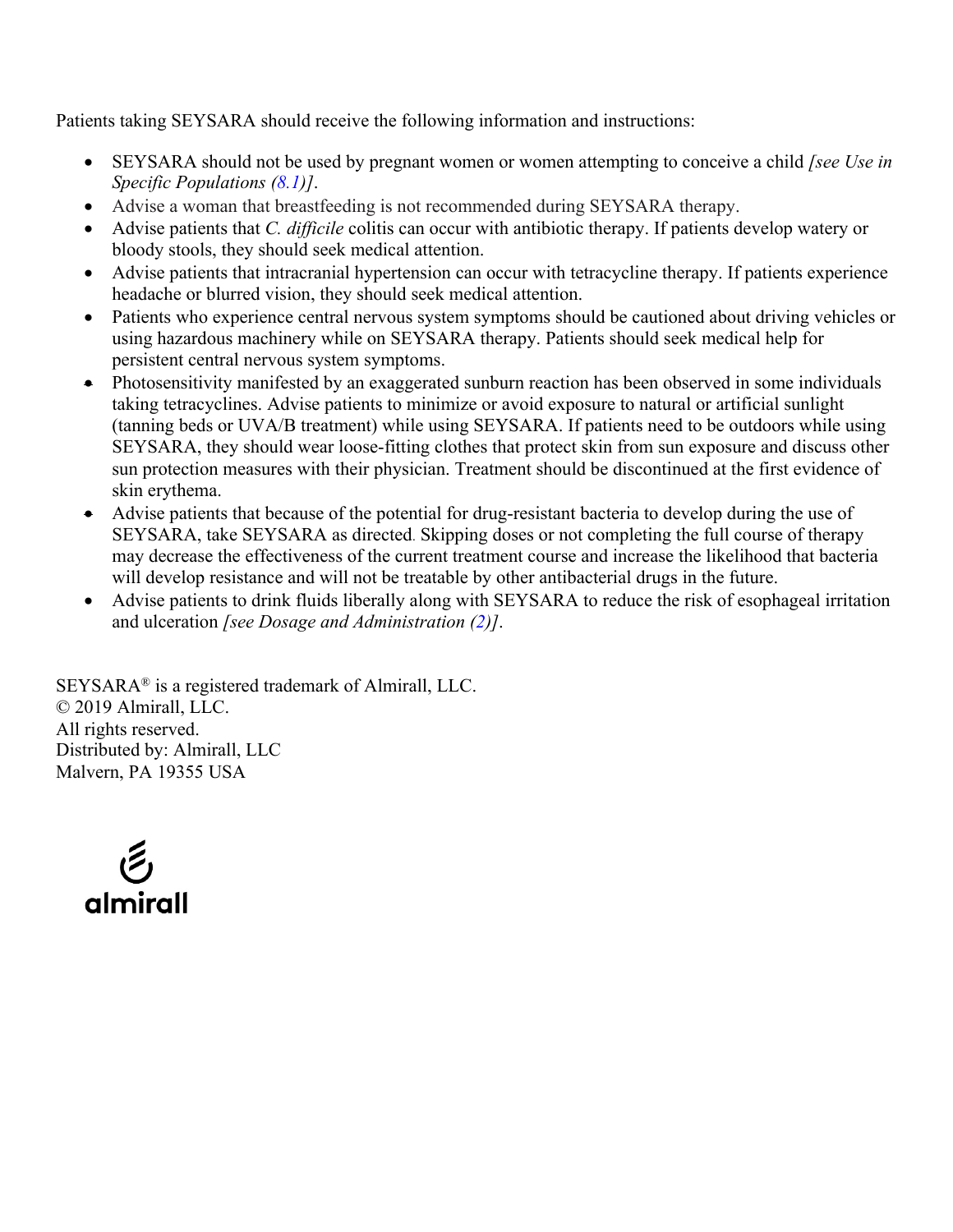Patients taking SEYSARA should receive the following information and instructions:

- SEYSARA should not be used by pregnant women or women attempting to conceive a child *[see Use in Specific Populations (8.1)]*.
- Advise a woman that breastfeeding is not recommended during SEYSARA therapy.
- Advise patients that *C. difficile* colitis can occur with antibiotic therapy. If patients develop watery or bloody stools, they should seek medical attention.
- Advise patients that intracranial hypertension can occur with tetracycline therapy. If patients experience headache or blurred vision, they should seek medical attention.
- Patients who experience central nervous system symptoms should be cautioned about driving vehicles or using hazardous machinery while on SEYSARA therapy. Patients should seek medical help for persistent central nervous system symptoms.
- Photosensitivity manifested by an exaggerated sunburn reaction has been observed in some individuals taking tetracyclines. Advise patients to minimize or avoid exposure to natural or artificial sunlight (tanning beds or UVA/B treatment) while using SEYSARA. If patients need to be outdoors while using SEYSARA, they should wear loose-fitting clothes that protect skin from sun exposure and discuss other sun protection measures with their physician. Treatment should be discontinued at the first evidence of skin erythema.
- Advise patients that because of the potential for drug-resistant bacteria to develop during the use of SEYSARA, take SEYSARA as directed. Skipping doses or not completing the full course of therapy may decrease the effectiveness of the current treatment course and increase the likelihood that bacteria will develop resistance and will not be treatable by other antibacterial drugs in the future.
- Advise patients to drink fluids liberally along with SEYSARA to reduce the risk of esophageal irritation and ulceration *[see Dosage and Administration (2)]*.

SEYSARA® is a registered trademark of Almirall, LLC.
© 2019 Almirall, LLC.
All rights reserved.
Distributed by: Almirall, LLC
Malvern, PA 19355 USA

almirall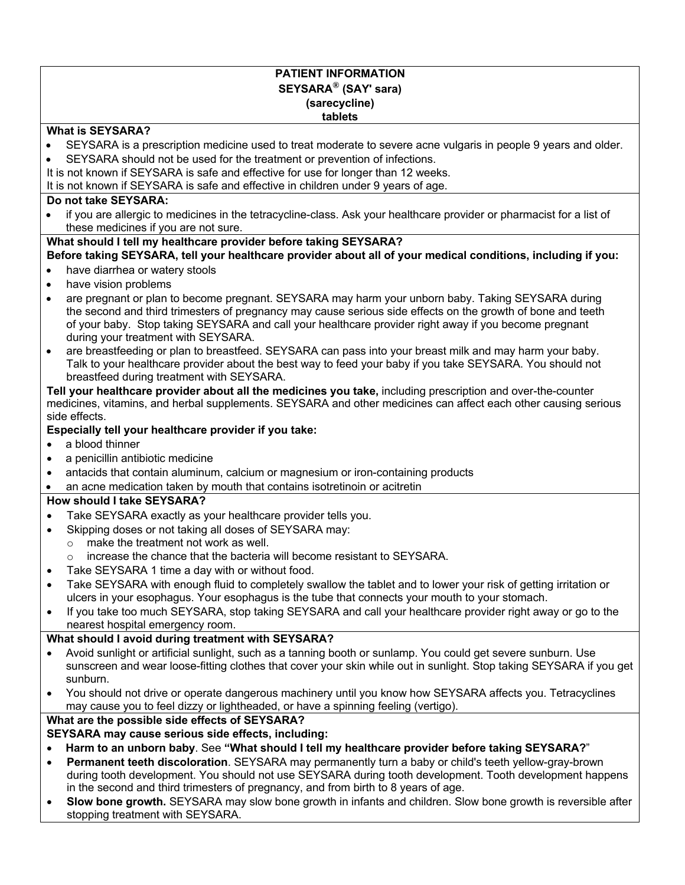**PATIENT INFORMATION**
**SEYSARA® (SAY' sara)**
**(sarecycline)**
**tablets**

**What is SEYSARA?**

- SEYSARA is a prescription medicine used to treat moderate to severe acne vulgaris in people 9 years and older.
- SEYSARA should not be used for the treatment or prevention of infections.

It is not known if SEYSARA is safe and effective for use for longer than 12 weeks.
It is not known if SEYSARA is safe and effective in children under 9 years of age.

**Do not take SEYSARA:**

- if you are allergic to medicines in the tetracycline-class. Ask your healthcare provider or pharmacist for a list of these medicines if you are not sure.

**What should I tell my healthcare provider before taking SEYSARA?**

**Before taking SEYSARA, tell your healthcare provider about all of your medical conditions, including if you:**

- have diarrhea or watery stools
- have vision problems
- are pregnant or plan to become pregnant. SEYSARA may harm your unborn baby. Taking SEYSARA during the second and third trimesters of pregnancy may cause serious side effects on the growth of bone and teeth of your baby. Stop taking SEYSARA and call your healthcare provider right away if you become pregnant during your treatment with SEYSARA.
- are breastfeeding or plan to breastfeed. SEYSARA can pass into your breast milk and may harm your baby. Talk to your healthcare provider about the best way to feed your baby if you take SEYSARA. You should not breastfeed during treatment with SEYSARA.

**Tell your healthcare provider about all the medicines you take,** including prescription and over-the-counter medicines, vitamins, and herbal supplements. SEYSARA and other medicines can affect each other causing serious side effects.

**Especially tell your healthcare provider if you take:**

- a blood thinner
- a penicillin antibiotic medicine
- antacids that contain aluminum, calcium or magnesium or iron-containing products
- an acne medication taken by mouth that contains isotretinoin or acitretin

**How should I take SEYSARA?**

- Take SEYSARA exactly as your healthcare provider tells you.
- Skipping doses or not taking all doses of SEYSARA may:
  - make the treatment not work as well.
  - increase the chance that the bacteria will become resistant to SEYSARA.
- Take SEYSARA 1 time a day with or without food.
- Take SEYSARA with enough fluid to completely swallow the tablet and to lower your risk of getting irritation or ulcers in your esophagus. Your esophagus is the tube that connects your mouth to your stomach.
- If you take too much SEYSARA, stop taking SEYSARA and call your healthcare provider right away or go to the nearest hospital emergency room.

**What should I avoid during treatment with SEYSARA?**

- Avoid sunlight or artificial sunlight, such as a tanning booth or sunlamp. You could get severe sunburn. Use sunscreen and wear loose-fitting clothes that cover your skin while out in sunlight. Stop taking SEYSARA if you get sunburn.
- You should not drive or operate dangerous machinery until you know how SEYSARA affects you. Tetracyclines may cause you to feel dizzy or lightheaded, or have a spinning feeling (vertigo).

**What are the possible side effects of SEYSARA?**

**SEYSARA may cause serious side effects, including:**

- **Harm to an unborn baby**. See **"What should I tell my healthcare provider before taking SEYSARA?"**
- **Permanent teeth discoloration**. SEYSARA may permanently turn a baby or child's teeth yellow-gray-brown during tooth development. You should not use SEYSARA during tooth development. Tooth development happens in the second and third trimesters of pregnancy, and from birth to 8 years of age.
- **Slow bone growth.** SEYSARA may slow bone growth in infants and children. Slow bone growth is reversible after stopping treatment with SEYSARA.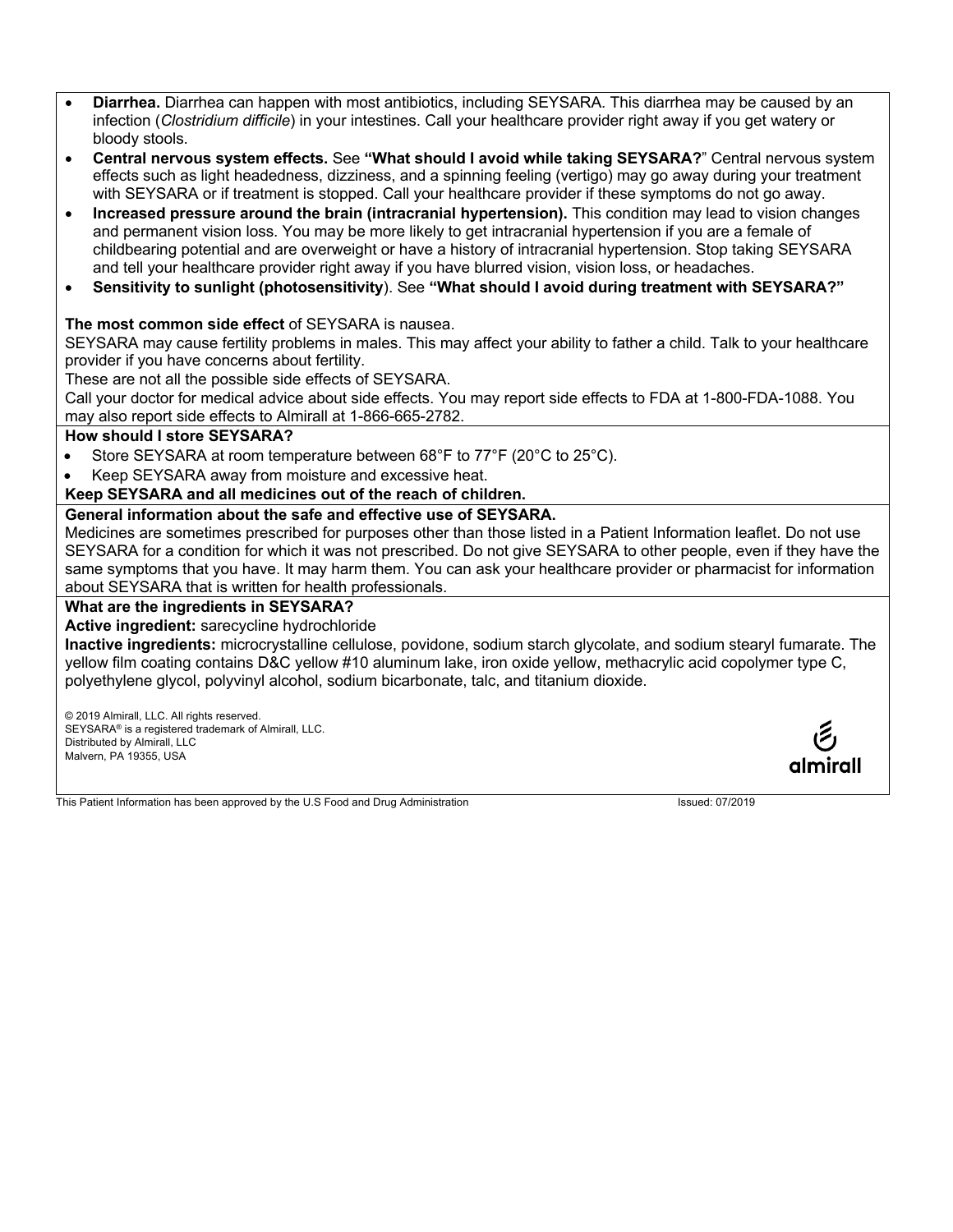- **Diarrhea.** Diarrhea can happen with most antibiotics, including SEYSARA. This diarrhea may be caused by an infection (*Clostridium difficile*) in your intestines. Call your healthcare provider right away if you get watery or bloody stools.
- **Central nervous system effects.** See **"What should I avoid while taking SEYSARA?"** Central nervous system effects such as light headedness, dizziness, and a spinning feeling (vertigo) may go away during your treatment with SEYSARA or if treatment is stopped. Call your healthcare provider if these symptoms do not go away.
- **Increased pressure around the brain (intracranial hypertension).** This condition may lead to vision changes and permanent vision loss. You may be more likely to get intracranial hypertension if you are a female of childbearing potential and are overweight or have a history of intracranial hypertension. Stop taking SEYSARA and tell your healthcare provider right away if you have blurred vision, vision loss, or headaches.
- **Sensitivity to sunlight (photosensitivity**). See **"What should I avoid during treatment with SEYSARA?"**

**The most common side effect** of SEYSARA is nausea.

SEYSARA may cause fertility problems in males. This may affect your ability to father a child. Talk to your healthcare provider if you have concerns about fertility.

These are not all the possible side effects of SEYSARA.

Call your doctor for medical advice about side effects. You may report side effects to FDA at 1-800-FDA-1088. You may also report side effects to Almirall at 1-866-665-2782.

**How should I store SEYSARA?**

- Store SEYSARA at room temperature between 68°F to 77°F (20°C to 25°C).
- Keep SEYSARA away from moisture and excessive heat.

**Keep SEYSARA and all medicines out of the reach of children.**

**General information about the safe and effective use of SEYSARA.**

Medicines are sometimes prescribed for purposes other than those listed in a Patient Information leaflet. Do not use SEYSARA for a condition for which it was not prescribed. Do not give SEYSARA to other people, even if they have the same symptoms that you have. It may harm them. You can ask your healthcare provider or pharmacist for information about SEYSARA that is written for health professionals.

**What are the ingredients in SEYSARA?**

**Active ingredient:** sarecycline hydrochloride

**Inactive ingredients:** microcrystalline cellulose, povidone, sodium starch glycolate, and sodium stearyl fumarate. The yellow film coating contains D&C yellow #10 aluminum lake, iron oxide yellow, methacrylic acid copolymer type C, polyethylene glycol, polyvinyl alcohol, sodium bicarbonate, talc, and titanium dioxide.

© 2019 Almirall, LLC. All rights reserved.
SEYSARA® is a registered trademark of Almirall, LLC.
Distributed by Almirall, LLC
Malvern, PA 19355, USA

almirall

This Patient Information has been approved by the U.S Food and Drug Administration Issued: 07/2019